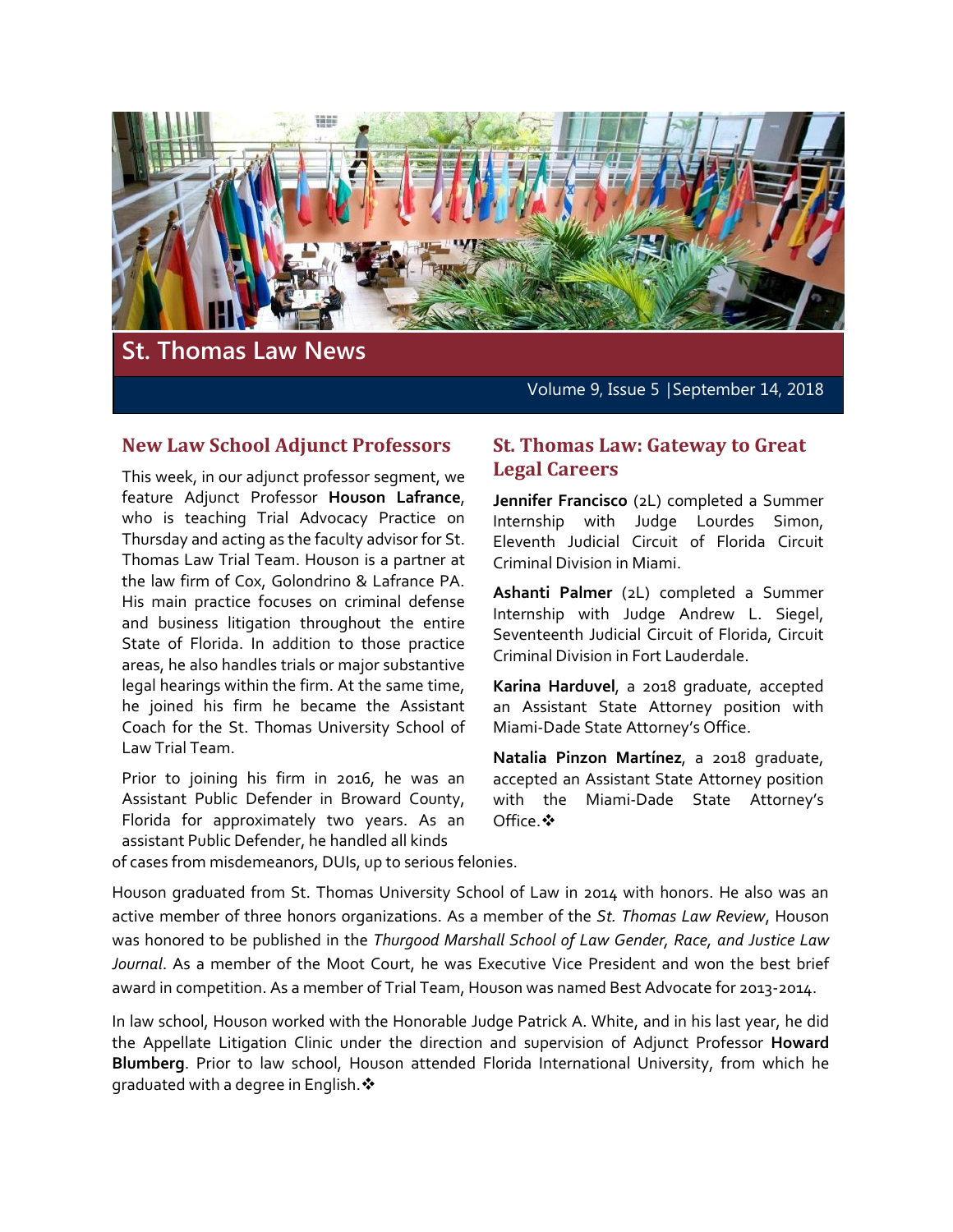# St. Thomas Law News

Volume 9, Issue 5 | September 14, 2018

## New Law School Adjunct Professors

This week, in our adjunct professor segment, we feature Adjunct Professor **Houson Lafrance**, who is teaching Trial Advocacy Practice on Thursday and acting as the faculty advisor for St. Thomas Law Trial Team. Houson is a partner at the law firm of Cox, Golondrino & Lafrance PA. His main practice focuses on criminal defense and business litigation throughout the entire State of Florida. In addition to those practice areas, he also handles trials or major substantive legal hearings within the firm. At the same time, he joined his firm he became the Assistant Coach for the St. Thomas University School of Law Trial Team.

Prior to joining his firm in 2016, he was an Assistant Public Defender in Broward County, Florida for approximately two years. As an assistant Public Defender, he handled all kinds of cases from misdemeanors, DUIs, up to serious felonies.

Houson graduated from St. Thomas University School of Law in 2014 with honors. He also was an active member of three honors organizations. As a member of the *St. Thomas Law Review*, Houson was honored to be published in the *Thurgood Marshall School of Law Gender, Race, and Justice Law Journal*. As a member of the Moot Court, he was Executive Vice President and won the best brief award in competition. As a member of Trial Team, Houson was named Best Advocate for 2013-2014.

In law school, Houson worked with the Honorable Judge Patrick A. White, and in his last year, he did the Appellate Litigation Clinic under the direction and supervision of Adjunct Professor **Howard Blumberg**. Prior to law school, Houson attended Florida International University, from which he graduated with a degree in English.❖

## St. Thomas Law: Gateway to Great Legal Careers

**Jennifer Francisco** (2L) completed a Summer Internship with Judge Lourdes Simon, Eleventh Judicial Circuit of Florida Circuit Criminal Division in Miami.

**Ashanti Palmer** (2L) completed a Summer Internship with Judge Andrew L. Siegel, Seventeenth Judicial Circuit of Florida, Circuit Criminal Division in Fort Lauderdale.

**Karina Harduvel**, a 2018 graduate, accepted an Assistant State Attorney position with Miami-Dade State Attorney's Office.

**Natalia Pinzon Martínez**, a 2018 graduate, accepted an Assistant State Attorney position with the Miami-Dade State Attorney's Office.❖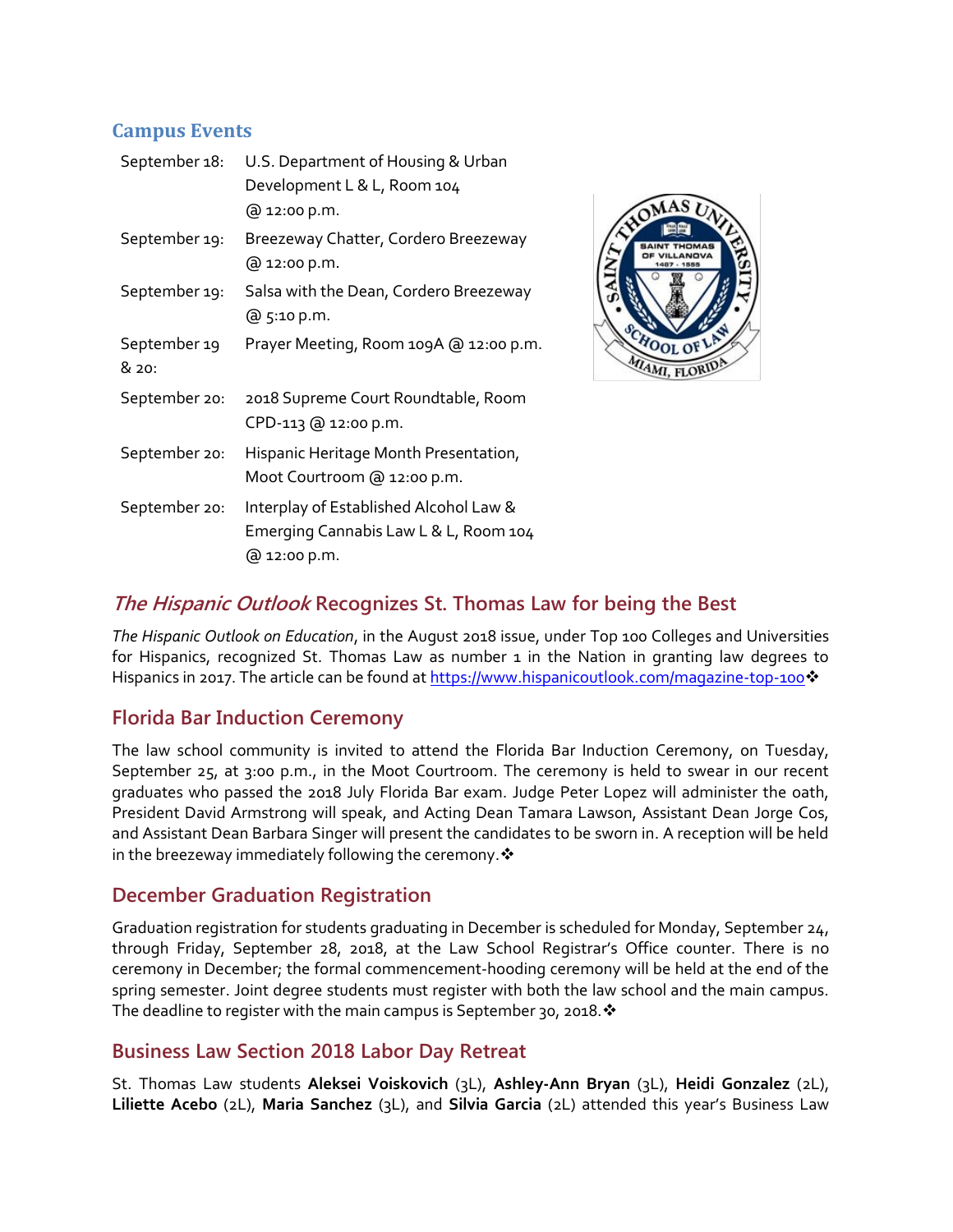## Campus Events

| | |
|---|---|
| September 18: | U.S. Department of Housing & Urban Development L & L, Room 104 @ 12:00 p.m. |
| September 19: | Breezeway Chatter, Cordero Breezeway @ 12:00 p.m. |
| September 19: | Salsa with the Dean, Cordero Breezeway @ 5:10 p.m. |
| September 19 & 20: | Prayer Meeting, Room 109A @ 12:00 p.m. |
| September 20: | 2018 Supreme Court Roundtable, Room CPD-113 @ 12:00 p.m. |
| September 20: | Hispanic Heritage Month Presentation, Moot Courtroom @ 12:00 p.m. |
| September 20: | Interplay of Established Alcohol Law & Emerging Cannabis Law L & L, Room 104 @ 12:00 p.m. |

## *The Hispanic Outlook* Recognizes St. Thomas Law for being the Best

*The Hispanic Outlook on Education*, in the August 2018 issue, under Top 100 Colleges and Universities for Hispanics, recognized St. Thomas Law as number 1 in the Nation in granting law degrees to Hispanics in 2017. The article can be found at https://www.hispanicoutlook.com/magazine-top-100❖

## Florida Bar Induction Ceremony

The law school community is invited to attend the Florida Bar Induction Ceremony, on Tuesday, September 25, at 3:00 p.m., in the Moot Courtroom. The ceremony is held to swear in our recent graduates who passed the 2018 July Florida Bar exam. Judge Peter Lopez will administer the oath, President David Armstrong will speak, and Acting Dean Tamara Lawson, Assistant Dean Jorge Cos, and Assistant Dean Barbara Singer will present the candidates to be sworn in. A reception will be held in the breezeway immediately following the ceremony.❖

## December Graduation Registration

Graduation registration for students graduating in December is scheduled for Monday, September 24, through Friday, September 28, 2018, at the Law School Registrar's Office counter. There is no ceremony in December; the formal commencement-hooding ceremony will be held at the end of the spring semester. Joint degree students must register with both the law school and the main campus. The deadline to register with the main campus is September 30, 2018.❖

## Business Law Section 2018 Labor Day Retreat

St. Thomas Law students **Aleksei Voiskovich** (3L), **Ashley-Ann Bryan** (3L), **Heidi Gonzalez** (2L), **Liliette Acebo** (2L), **Maria Sanchez** (3L), and **Silvia Garcia** (2L) attended this year's Business Law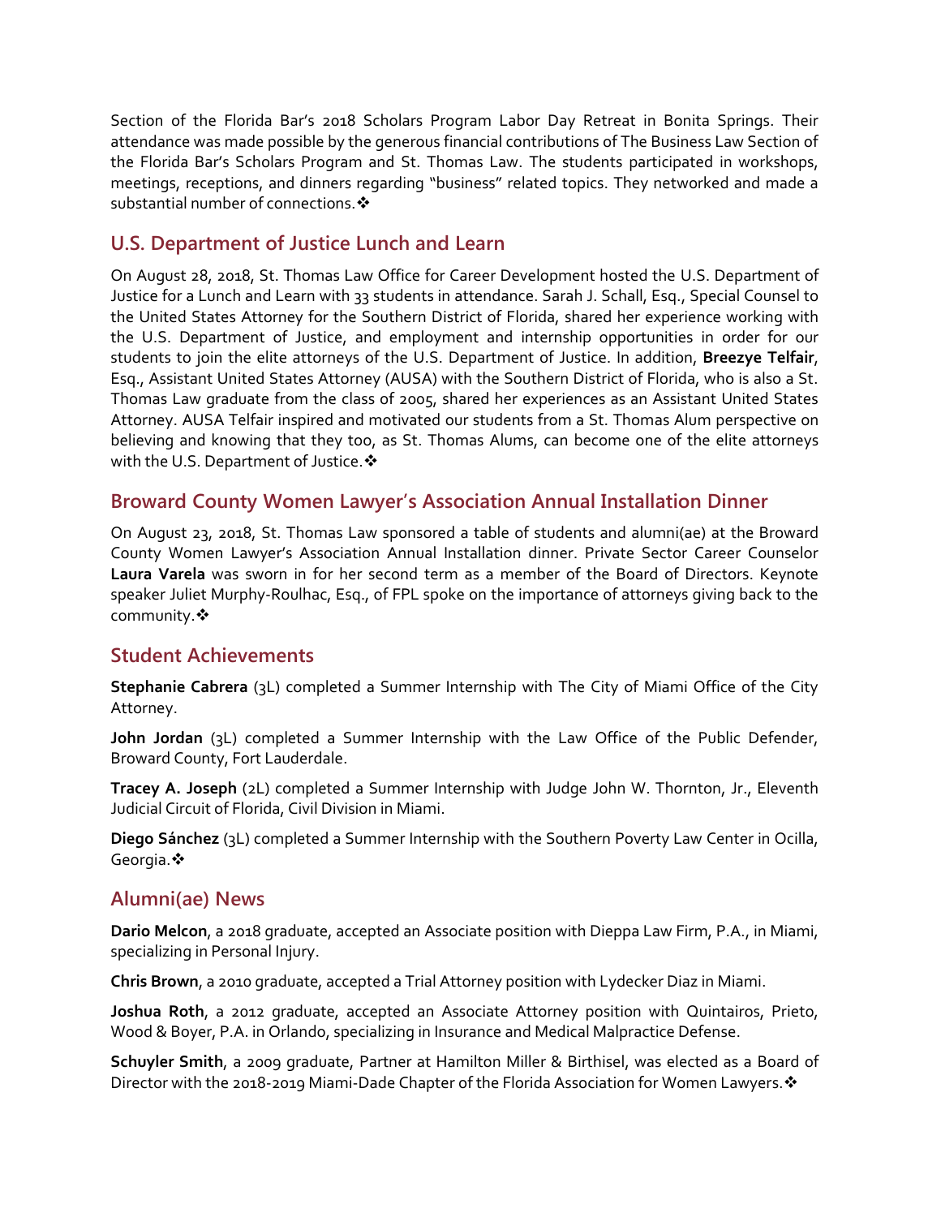Section of the Florida Bar's 2018 Scholars Program Labor Day Retreat in Bonita Springs. Their attendance was made possible by the generous financial contributions of The Business Law Section of the Florida Bar's Scholars Program and St. Thomas Law. The students participated in workshops, meetings, receptions, and dinners regarding "business" related topics. They networked and made a substantial number of connections.❖

## U.S. Department of Justice Lunch and Learn

On August 28, 2018, St. Thomas Law Office for Career Development hosted the U.S. Department of Justice for a Lunch and Learn with 33 students in attendance. Sarah J. Schall, Esq., Special Counsel to the United States Attorney for the Southern District of Florida, shared her experience working with the U.S. Department of Justice, and employment and internship opportunities in order for our students to join the elite attorneys of the U.S. Department of Justice. In addition, **Breezye Telfair**, Esq., Assistant United States Attorney (AUSA) with the Southern District of Florida, who is also a St. Thomas Law graduate from the class of 2005, shared her experiences as an Assistant United States Attorney. AUSA Telfair inspired and motivated our students from a St. Thomas Alum perspective on believing and knowing that they too, as St. Thomas Alums, can become one of the elite attorneys with the U.S. Department of Justice.❖

## Broward County Women Lawyer's Association Annual Installation Dinner

On August 23, 2018, St. Thomas Law sponsored a table of students and alumni(ae) at the Broward County Women Lawyer's Association Annual Installation dinner. Private Sector Career Counselor **Laura Varela** was sworn in for her second term as a member of the Board of Directors. Keynote speaker Juliet Murphy-Roulhac, Esq., of FPL spoke on the importance of attorneys giving back to the community.❖

## Student Achievements

**Stephanie Cabrera** (3L) completed a Summer Internship with The City of Miami Office of the City Attorney.

**John Jordan** (3L) completed a Summer Internship with the Law Office of the Public Defender, Broward County, Fort Lauderdale.

**Tracey A. Joseph** (2L) completed a Summer Internship with Judge John W. Thornton, Jr., Eleventh Judicial Circuit of Florida, Civil Division in Miami.

**Diego Sánchez** (3L) completed a Summer Internship with the Southern Poverty Law Center in Ocilla, Georgia.❖

## Alumni(ae) News

**Dario Melcon**, a 2018 graduate, accepted an Associate position with Dieppa Law Firm, P.A., in Miami, specializing in Personal Injury.

**Chris Brown**, a 2010 graduate, accepted a Trial Attorney position with Lydecker Diaz in Miami.

**Joshua Roth**, a 2012 graduate, accepted an Associate Attorney position with Quintairos, Prieto, Wood & Boyer, P.A. in Orlando, specializing in Insurance and Medical Malpractice Defense.

**Schuyler Smith**, a 2009 graduate, Partner at Hamilton Miller & Birthisel, was elected as a Board of Director with the 2018-2019 Miami-Dade Chapter of the Florida Association for Women Lawyers.❖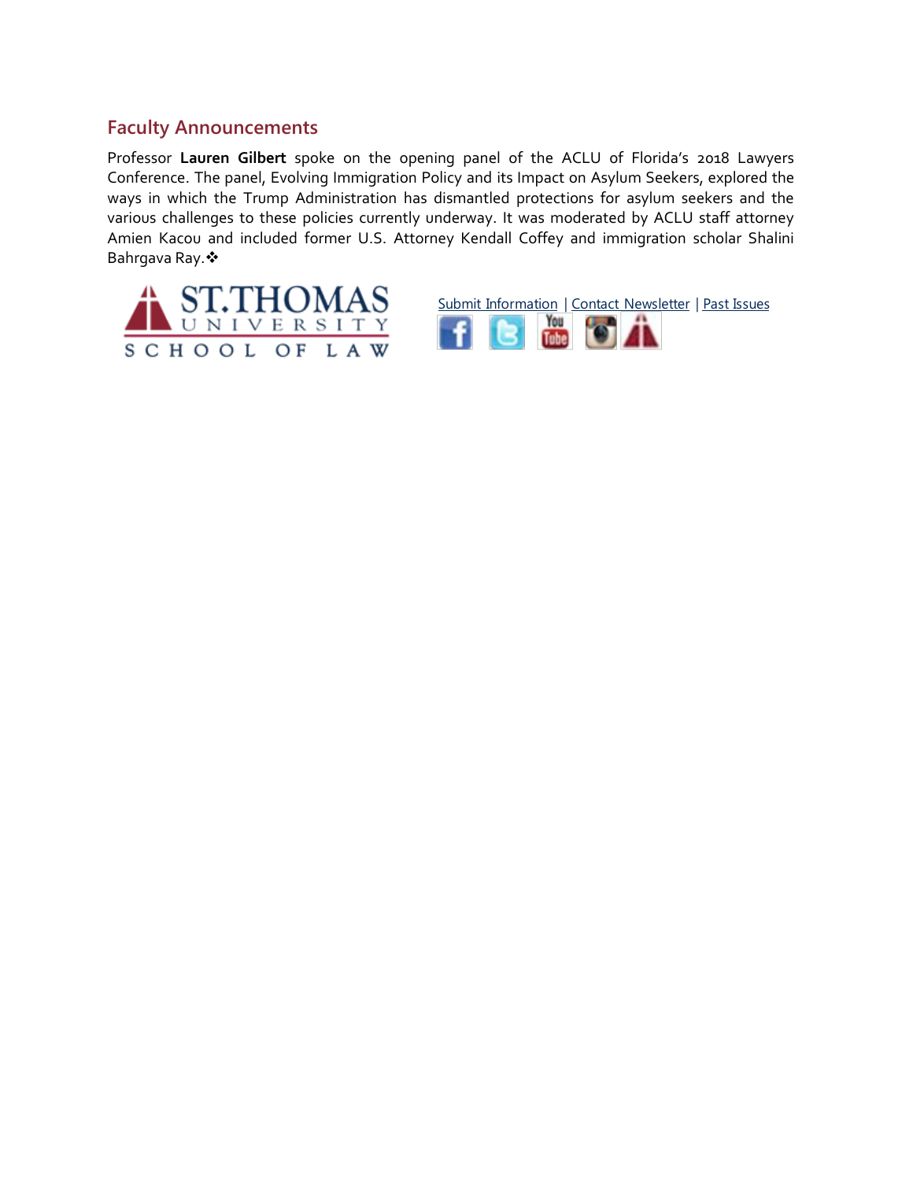## Faculty Announcements

Professor **Lauren Gilbert** spoke on the opening panel of the ACLU of Florida's 2018 Lawyers Conference. The panel, Evolving Immigration Policy and its Impact on Asylum Seekers, explored the ways in which the Trump Administration has dismantled protections for asylum seekers and the various challenges to these policies currently underway. It was moderated by ACLU staff attorney Amien Kacou and included former U.S. Attorney Kendall Coffey and immigration scholar Shalini Bahrgava Ray.❖

ST.THOMAS UNIVERSITY SCHOOL OF LAW

Submit Information | Contact Newsletter | Past Issues